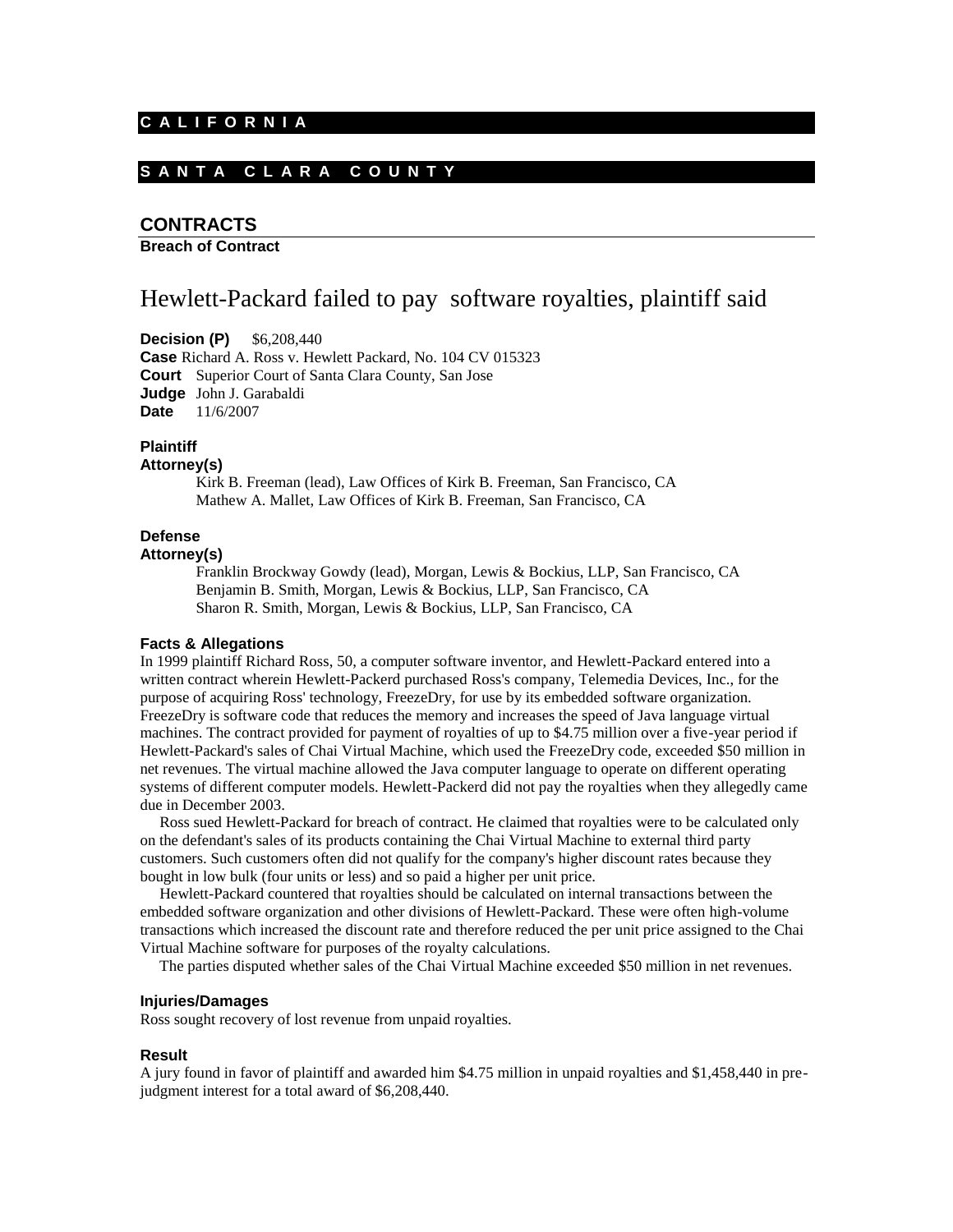**C A L I F O R N I A**

**S A N T A   C L A R A   C O U N T Y**

## CONTRACTS

**Breach of Contract**

# Hewlett-Packard failed to pay software royalties, plaintiff said

**Decision (P)** $6,208,440
**Case** Richard A. Ross v. Hewlett Packard, No. 104 CV 015323
**Court** Superior Court of Santa Clara County, San Jose
**Judge** John J. Garabaldi
**Date** 11/6/2007

### Plaintiff

**Attorney(s)**

Kirk B. Freeman (lead), Law Offices of Kirk B. Freeman, San Francisco, CA
Mathew A. Mallet, Law Offices of Kirk B. Freeman, San Francisco, CA

### Defense

**Attorney(s)**

Franklin Brockway Gowdy (lead), Morgan, Lewis & Bockius, LLP, San Francisco, CA
Benjamin B. Smith, Morgan, Lewis & Bockius, LLP, San Francisco, CA
Sharon R. Smith, Morgan, Lewis & Bockius, LLP, San Francisco, CA

### Facts & Allegations

In 1999 plaintiff Richard Ross, 50, a computer software inventor, and Hewlett-Packard entered into a written contract wherein Hewlett-Packerd purchased Ross's company, Telemedia Devices, Inc., for the purpose of acquiring Ross' technology, FreezeDry, for use by its embedded software organization. FreezeDry is software code that reduces the memory and increases the speed of Java language virtual machines. The contract provided for payment of royalties of up to $4.75 million over a five-year period if Hewlett-Packard's sales of Chai Virtual Machine, which used the FreezeDry code, exceeded $50 million in net revenues. The virtual machine allowed the Java computer language to operate on different operating systems of different computer models. Hewlett-Packerd did not pay the royalties when they allegedly came due in December 2003.

Ross sued Hewlett-Packard for breach of contract. He claimed that royalties were to be calculated only on the defendant's sales of its products containing the Chai Virtual Machine to external third party customers. Such customers often did not qualify for the company's higher discount rates because they bought in low bulk (four units or less) and so paid a higher per unit price.

Hewlett-Packard countered that royalties should be calculated on internal transactions between the embedded software organization and other divisions of Hewlett-Packard. These were often high-volume transactions which increased the discount rate and therefore reduced the per unit price assigned to the Chai Virtual Machine software for purposes of the royalty calculations.

The parties disputed whether sales of the Chai Virtual Machine exceeded $50 million in net revenues.

### Injuries/Damages

Ross sought recovery of lost revenue from unpaid royalties.

### Result

A jury found in favor of plaintiff and awarded him $4.75 million in unpaid royalties and $1,458,440 in pre-judgment interest for a total award of $6,208,440.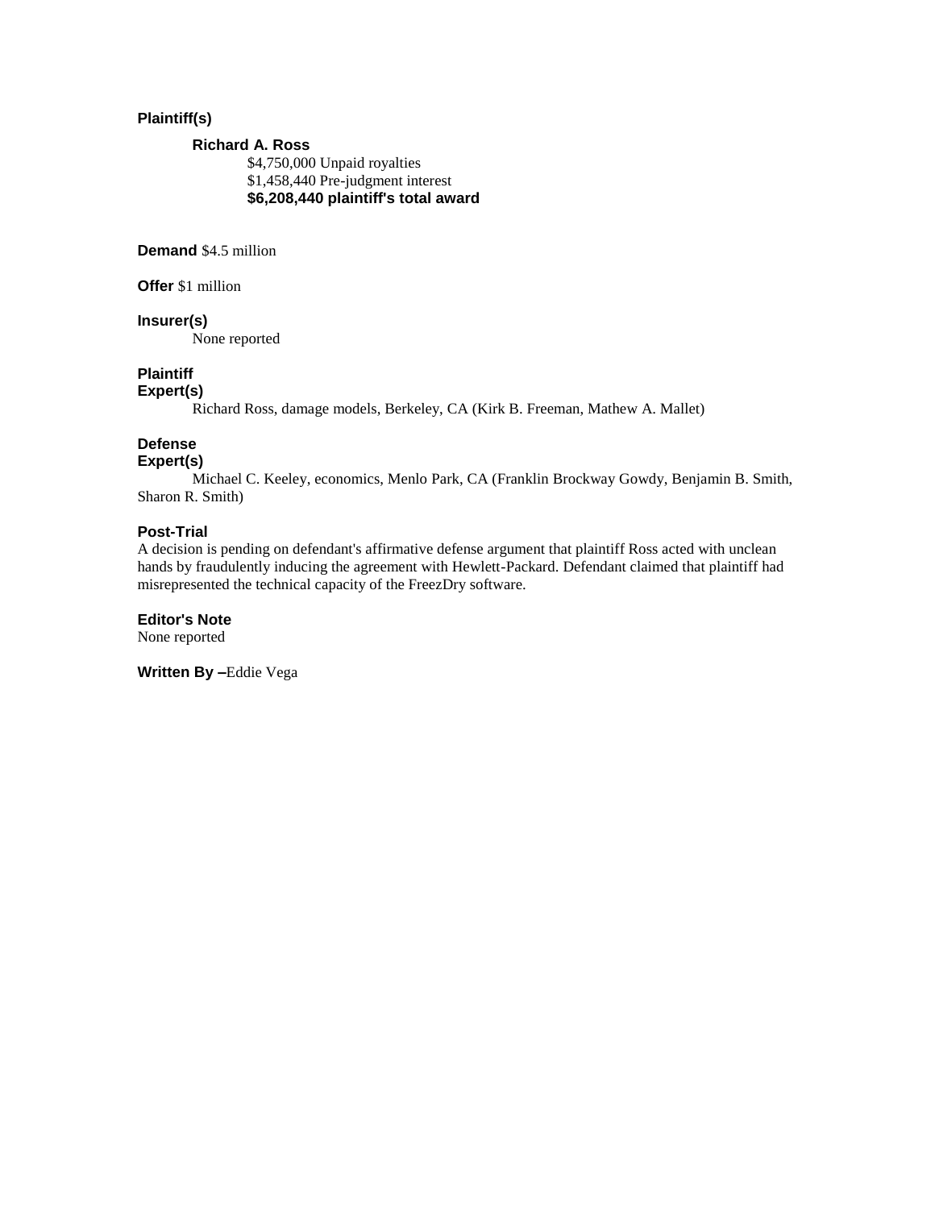**Plaintiff(s)**

**Richard A. Ross**

$4,750,000 Unpaid royalties
$1,458,440 Pre-judgment interest
**$6,208,440 plaintiff's total award**

**Demand** $4.5 million

**Offer** $1 million

**Insurer(s)**

None reported

**Plaintiff Expert(s)**

Richard Ross, damage models, Berkeley, CA (Kirk B. Freeman, Mathew A. Mallet)

**Defense Expert(s)**

Michael C. Keeley, economics, Menlo Park, CA (Franklin Brockway Gowdy, Benjamin B. Smith, Sharon R. Smith)

**Post-Trial**

A decision is pending on defendant's affirmative defense argument that plaintiff Ross acted with unclean hands by fraudulently inducing the agreement with Hewlett-Packard. Defendant claimed that plaintiff had misrepresented the technical capacity of the FreezDry software.

**Editor's Note**

None reported

**Written By –**Eddie Vega